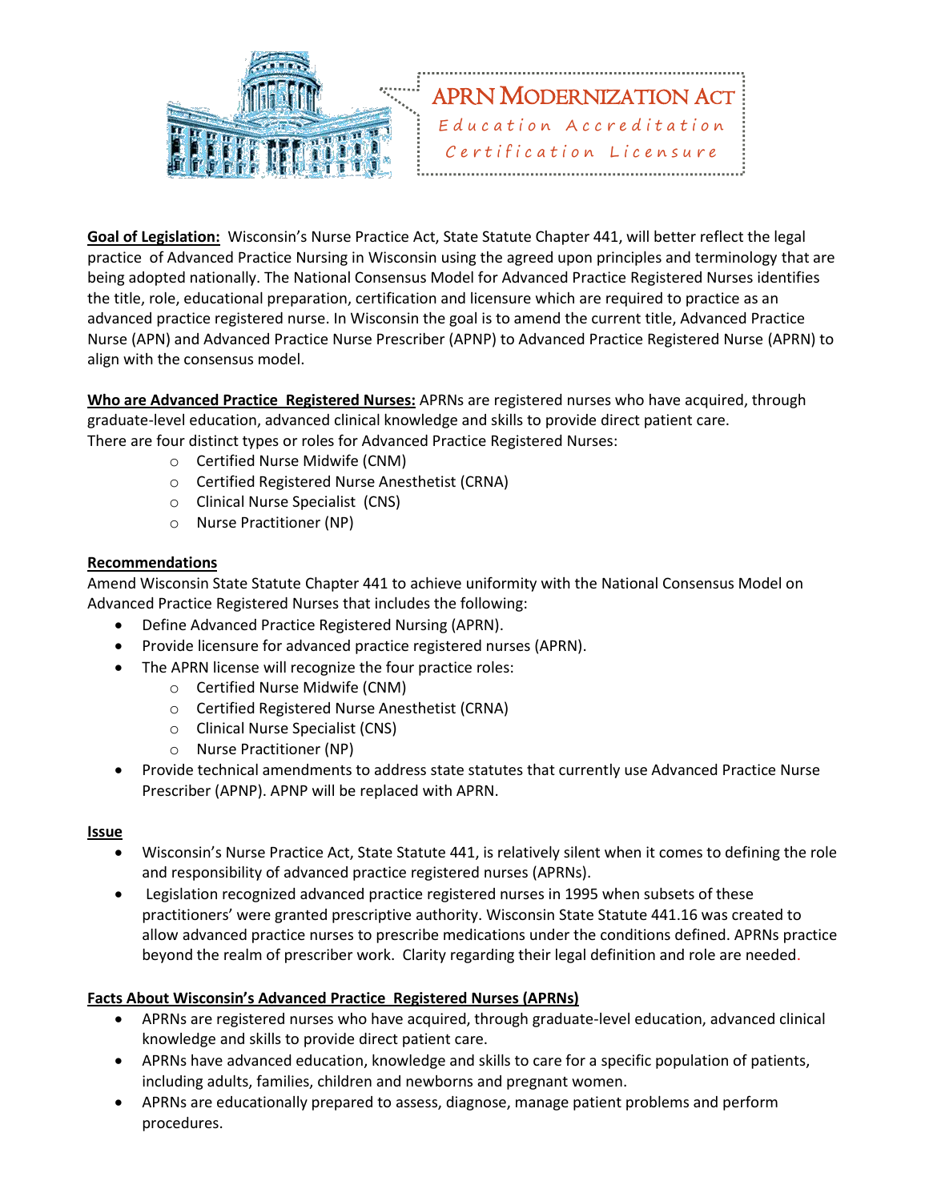# APRN Modernization Act

Education Accreditation

Certification Licensure

**Goal of Legislation:** Wisconsin's Nurse Practice Act, State Statute Chapter 441, will better reflect the legal practice of Advanced Practice Nursing in Wisconsin using the agreed upon principles and terminology that are being adopted nationally. The National Consensus Model for Advanced Practice Registered Nurses identifies the title, role, educational preparation, certification and licensure which are required to practice as an advanced practice registered nurse. In Wisconsin the goal is to amend the current title, Advanced Practice Nurse (APN) and Advanced Practice Nurse Prescriber (APNP) to Advanced Practice Registered Nurse (APRN) to align with the consensus model.

**Who are Advanced Practice Registered Nurses:** APRNs are registered nurses who have acquired, through graduate-level education, advanced clinical knowledge and skills to provide direct patient care. There are four distinct types or roles for Advanced Practice Registered Nurses:

- Certified Nurse Midwife (CNM)
- Certified Registered Nurse Anesthetist (CRNA)
- Clinical Nurse Specialist (CNS)
- Nurse Practitioner (NP)

## Recommendations

Amend Wisconsin State Statute Chapter 441 to achieve uniformity with the National Consensus Model on Advanced Practice Registered Nurses that includes the following:

- Define Advanced Practice Registered Nursing (APRN).
- Provide licensure for advanced practice registered nurses (APRN).
- The APRN license will recognize the four practice roles:
  - Certified Nurse Midwife (CNM)
  - Certified Registered Nurse Anesthetist (CRNA)
  - Clinical Nurse Specialist (CNS)
  - Nurse Practitioner (NP)
- Provide technical amendments to address state statutes that currently use Advanced Practice Nurse Prescriber (APNP). APNP will be replaced with APRN.

## Issue

- Wisconsin's Nurse Practice Act, State Statute 441, is relatively silent when it comes to defining the role and responsibility of advanced practice registered nurses (APRNs).
- Legislation recognized advanced practice registered nurses in 1995 when subsets of these practitioners' were granted prescriptive authority. Wisconsin State Statute 441.16 was created to allow advanced practice nurses to prescribe medications under the conditions defined. APRNs practice beyond the realm of prescriber work. Clarity regarding their legal definition and role are needed.

## Facts About Wisconsin's Advanced Practice Registered Nurses (APRNs)

- APRNs are registered nurses who have acquired, through graduate-level education, advanced clinical knowledge and skills to provide direct patient care.
- APRNs have advanced education, knowledge and skills to care for a specific population of patients, including adults, families, children and newborns and pregnant women.
- APRNs are educationally prepared to assess, diagnose, manage patient problems and perform procedures.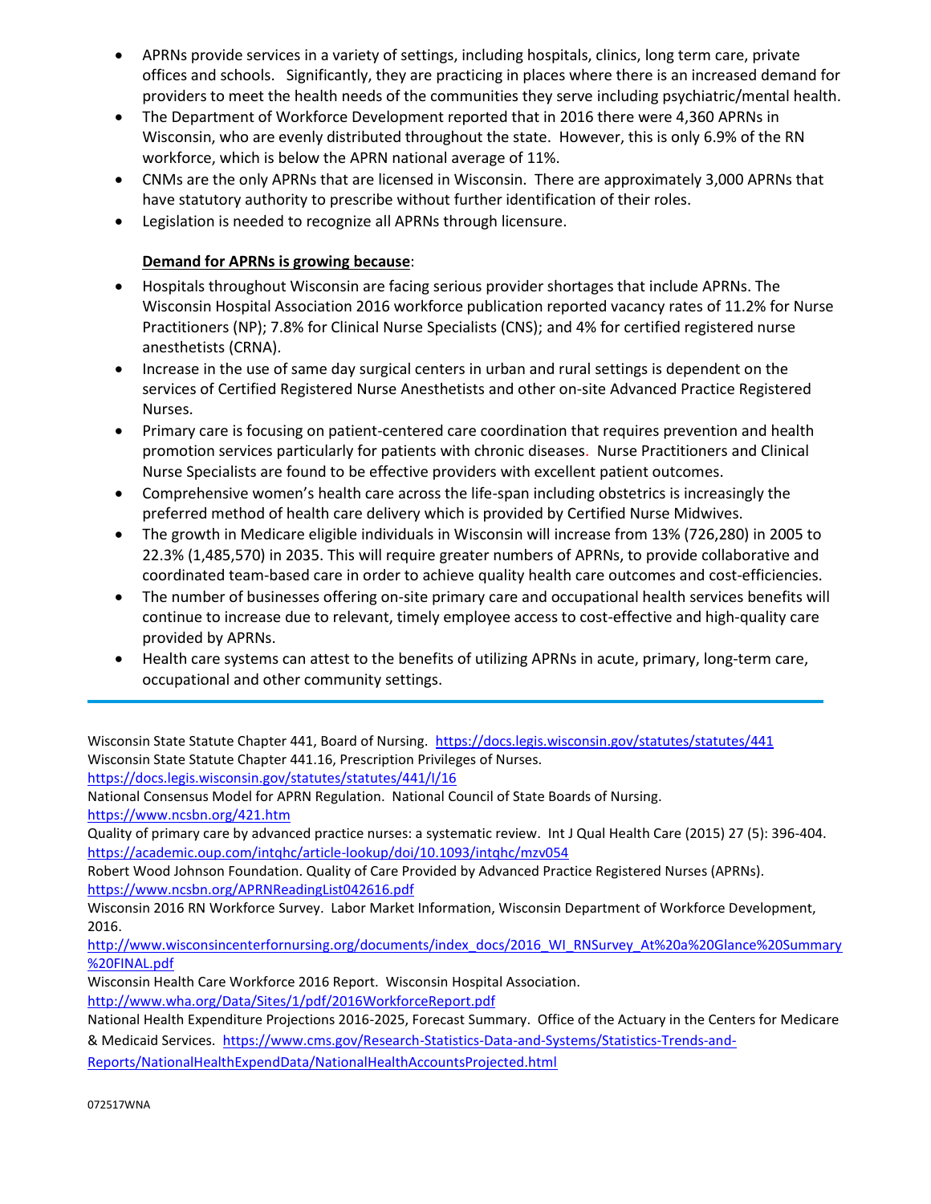- APRNs provide services in a variety of settings, including hospitals, clinics, long term care, private offices and schools. Significantly, they are practicing in places where there is an increased demand for providers to meet the health needs of the communities they serve including psychiatric/mental health.
- The Department of Workforce Development reported that in 2016 there were 4,360 APRNs in Wisconsin, who are evenly distributed throughout the state. However, this is only 6.9% of the RN workforce, which is below the APRN national average of 11%.
- CNMs are the only APRNs that are licensed in Wisconsin. There are approximately 3,000 APRNs that have statutory authority to prescribe without further identification of their roles.
- Legislation is needed to recognize all APRNs through licensure.

**<u>Demand for APRNs is growing because</u>**:

- Hospitals throughout Wisconsin are facing serious provider shortages that include APRNs. The Wisconsin Hospital Association 2016 workforce publication reported vacancy rates of 11.2% for Nurse Practitioners (NP); 7.8% for Clinical Nurse Specialists (CNS); and 4% for certified registered nurse anesthetists (CRNA).
- Increase in the use of same day surgical centers in urban and rural settings is dependent on the services of Certified Registered Nurse Anesthetists and other on-site Advanced Practice Registered Nurses.
- Primary care is focusing on patient-centered care coordination that requires prevention and health promotion services particularly for patients with chronic diseases. Nurse Practitioners and Clinical Nurse Specialists are found to be effective providers with excellent patient outcomes.
- Comprehensive women's health care across the life-span including obstetrics is increasingly the preferred method of health care delivery which is provided by Certified Nurse Midwives.
- The growth in Medicare eligible individuals in Wisconsin will increase from 13% (726,280) in 2005 to 22.3% (1,485,570) in 2035. This will require greater numbers of APRNs, to provide collaborative and coordinated team-based care in order to achieve quality health care outcomes and cost-efficiencies.
- The number of businesses offering on-site primary care and occupational health services benefits will continue to increase due to relevant, timely employee access to cost-effective and high-quality care provided by APRNs.
- Health care systems can attest to the benefits of utilizing APRNs in acute, primary, long-term care, occupational and other community settings.

---

Wisconsin State Statute Chapter 441, Board of Nursing. https://docs.legis.wisconsin.gov/statutes/statutes/441

Wisconsin State Statute Chapter 441.16, Prescription Privileges of Nurses. https://docs.legis.wisconsin.gov/statutes/statutes/441/I/16

National Consensus Model for APRN Regulation. National Council of State Boards of Nursing. https://www.ncsbn.org/421.htm

Quality of primary care by advanced practice nurses: a systematic review. Int J Qual Health Care (2015) 27 (5): 396-404. https://academic.oup.com/intqhc/article-lookup/doi/10.1093/intqhc/mzv054

Robert Wood Johnson Foundation. Quality of Care Provided by Advanced Practice Registered Nurses (APRNs). https://www.ncsbn.org/APRNReadingList042616.pdf

Wisconsin 2016 RN Workforce Survey. Labor Market Information, Wisconsin Department of Workforce Development, 2016. http://www.wisconsincenterfornursing.org/documents/index_docs/2016_WI_RNSurvey_At%20a%20Glance%20Summary%20FINAL.pdf

Wisconsin Health Care Workforce 2016 Report. Wisconsin Hospital Association. http://www.wha.org/Data/Sites/1/pdf/2016WorkforceReport.pdf

National Health Expenditure Projections 2016-2025, Forecast Summary. Office of the Actuary in the Centers for Medicare & Medicaid Services. https://www.cms.gov/Research-Statistics-Data-and-Systems/Statistics-Trends-and-Reports/NationalHealthExpendData/NationalHealthAccountsProjected.html

072517WNA